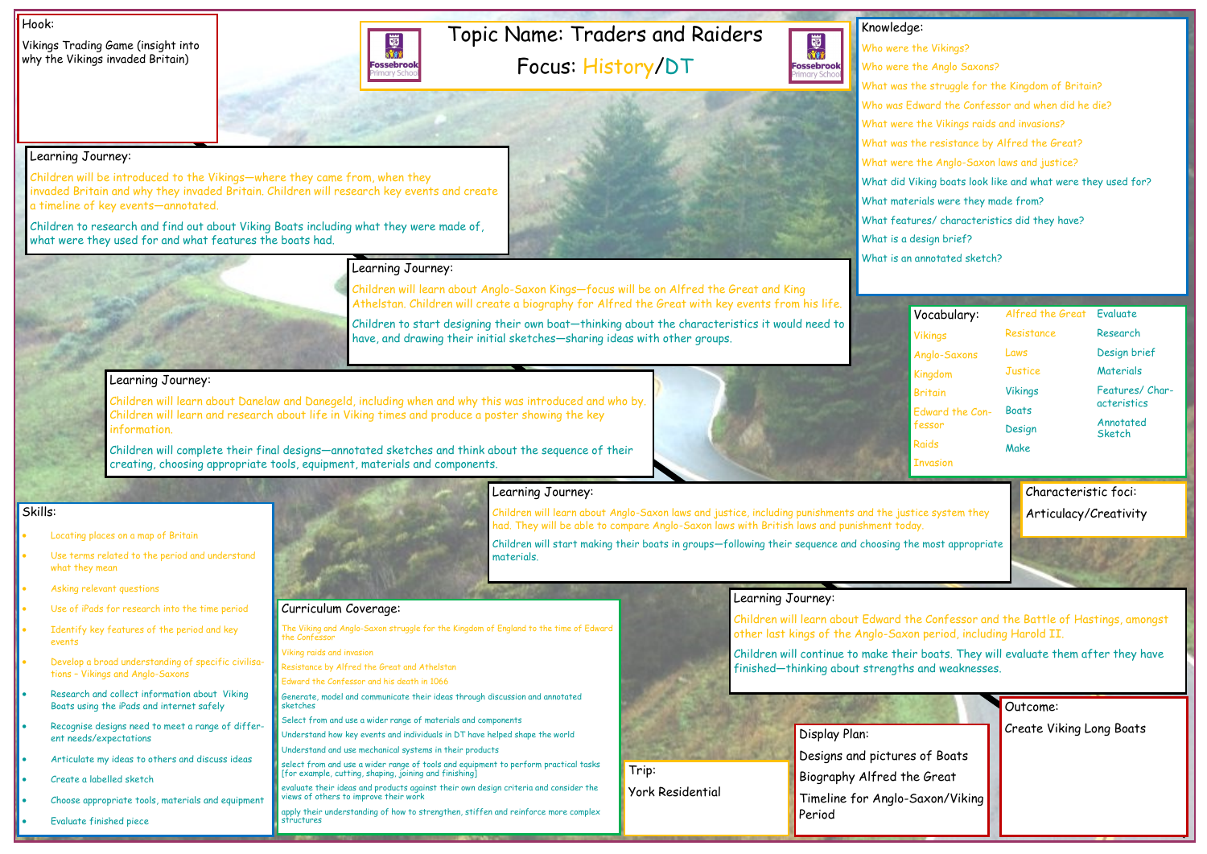# Topic Name: Traders and Raiders

**Focus: History/DT**

Fossebrook Primary School

## Hook:

Vikings Trading Game (insight into why the Vikings invaded Britain)

## Learning Journey:

Children will be introduced to the Vikings—where they came from, when they invaded Britain and why they invaded Britain. Children will research key events and create a timeline of key events—annotated.

Children to research and find out about Viking Boats including what they were made of, what were they used for and what features the boats had.

## Learning Journey:

Children will learn about Anglo-Saxon Kings—focus will be on Alfred the Great and King Athelstan. Children will create a biography for Alfred the Great with key events from his life.

Children to start designing their own boat—thinking about the characteristics it would need to have, and drawing their initial sketches—sharing ideas with other groups.

## Learning Journey:

Children will learn about Danelaw and Danegeld, including when and why this was introduced and who by. Children will learn and research about life in Viking times and produce a poster showing the key information.

Children will complete their final designs—annotated sketches and think about the sequence of their creating, choosing appropriate tools, equipment, materials and components.

## Learning Journey:

Children will learn about Anglo-Saxon laws and justice, including punishments and the justice system they had. They will be able to compare Anglo-Saxon laws with British laws and punishment today.

Children will start making their boats in groups—following their sequence and choosing the most appropriate materials.

## Learning Journey:

Children will learn about Edward the Confessor and the Battle of Hastings, amongst other last kings of the Anglo-Saxon period, including Harold II.

Children will continue to make their boats. They will evaluate them after they have finished—thinking about strengths and weaknesses.

## Knowledge:

- Who were the Vikings?
- Who were the Anglo Saxons?
- What was the struggle for the Kingdom of Britain?
- Who was Edward the Confessor and when did he die?
- What were the Vikings raids and invasions?
- What was the resistance by Alfred the Great?
- What were the Anglo-Saxon laws and justice?
- What did Viking boats look like and what were they used for?
- What materials were they made from?
- What features/ characteristics did they have?
- What is a design brief?
- What is an annotated sketch?

## Vocabulary:

Vikings, Anglo-Saxons, Kingdom, Britain, Edward the Confessor, Raids, Invasion, Alfred the Great, Resistance, Laws, Justice, Vikings, Boats, Design, Make, Evaluate, Research, Design brief, Materials, Features/ Characteristics, Annotated Sketch

## Characteristic foci:

Articulacy/Creativity

## Skills:

- Locating places on a map of Britain
- Use terms related to the period and understand what they mean
- Asking relevant questions
- Use of iPads for research into the time period
- Identify key features of the period and key events
- Develop a broad understanding of specific civilisations - Vikings and Anglo-Saxons
- Research and collect information about Viking Boats using the iPads and internet safely
- Recognise designs need to meet a range of different needs/expectations
- Articulate my ideas to others and discuss ideas
- Create a labelled sketch
- Choose appropriate tools, materials and equipment
- Evaluate finished piece

## Curriculum Coverage:

The Viking and Anglo-Saxon struggle for the Kingdom of England to the time of Edward the Confessor

Viking raids and invasion

Resistance by Alfred the Great and Athelstan

Edward the Confessor and his death in 1066

Generate, model and communicate their ideas through discussion and annotated sketches

Select from and use a wider range of materials and components

Understand how key events and individuals in DT have helped shape the world

Understand and use mechanical systems in their products

select from and use a wider range of tools and equipment to perform practical tasks [for example, cutting, shaping, joining and finishing]

evaluate their ideas and products against their own design criteria and consider the views of others to improve their work

apply their understanding of how to strengthen, stiffen and reinforce more complex structures

## Trip:

York Residential

## Display Plan:

Designs and pictures of Boats

Biography Alfred the Great

Timeline for Anglo-Saxon/Viking Period

## Outcome:

Create Viking Long Boats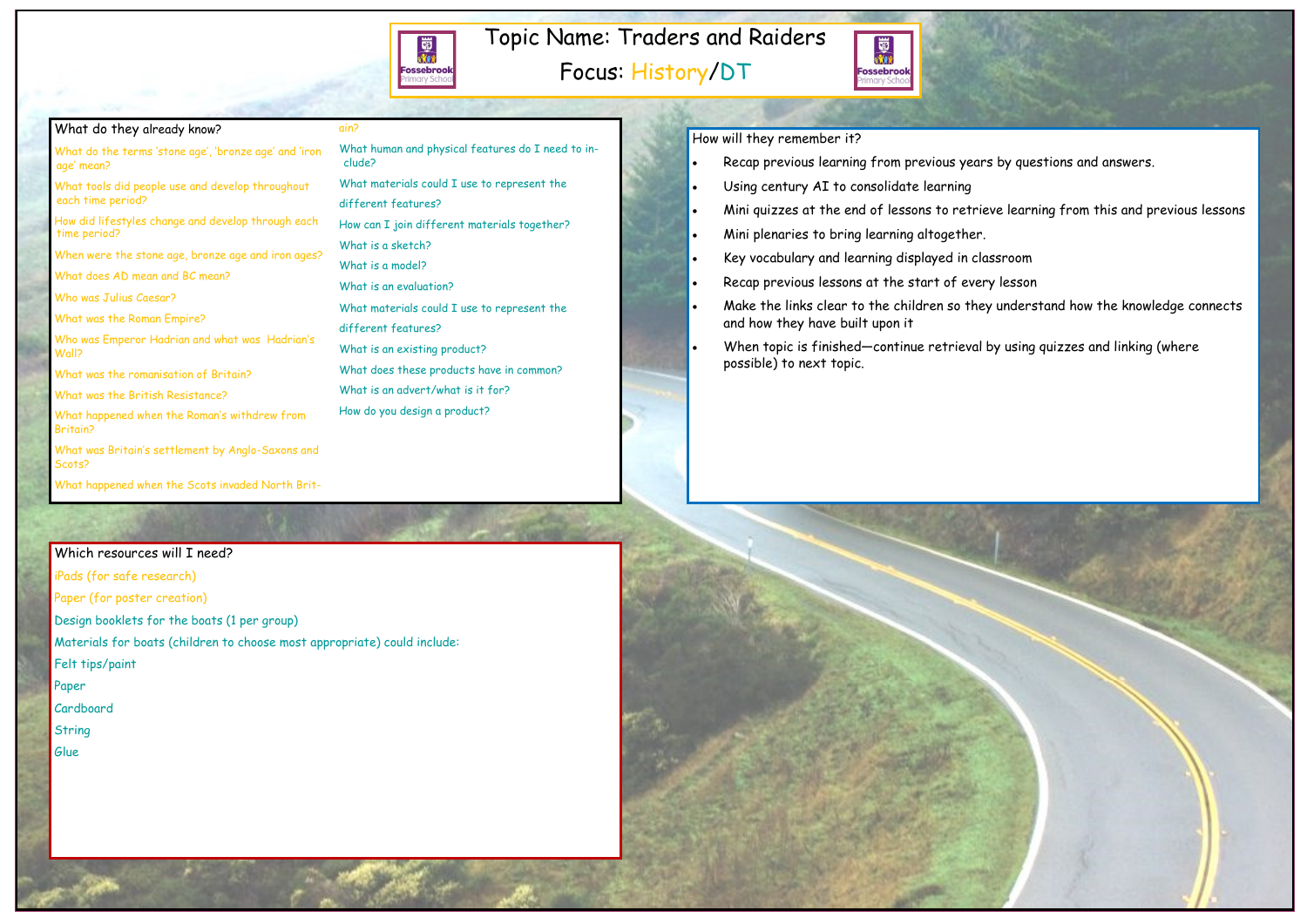# Topic Name: Traders and Raiders

## Focus: History/DT

### What do they already know?

What do the terms 'stone age', 'bronze age' and 'iron age' mean?

What tools did people use and develop throughout each time period?

How did lifestyles change and develop through each time period?

When were the stone age, bronze age and iron ages?

What does AD mean and BC mean?

Who was Julius Caesar?

What was the Roman Empire?

Who was Emperor Hadrian and what was Hadrian's Wall?

What was the romanisation of Britain?

What was the British Resistance?

What happened when the Roman's withdrew from Britain?

What was Britain's settlement by Anglo-Saxons and Scots?

What happened when the Scots invaded North Britain?

What human and physical features do I need to include?

What materials could I use to represent the different features?

How can I join different materials together?

What is a sketch?

What is a model?

What is an evaluation?

What materials could I use to represent the different features?

What is an existing product?

What does these products have in common?

What is an advert/what is it for?

How do you design a product?

### How will they remember it?

- Recap previous learning from previous years by questions and answers.
- Using century AI to consolidate learning
- Mini quizzes at the end of lessons to retrieve learning from this and previous lessons
- Mini plenaries to bring learning altogether.
- Key vocabulary and learning displayed in classroom
- Recap previous lessons at the start of every lesson
- Make the links clear to the children so they understand how the knowledge connects and how they have built upon it
- When topic is finished—continue retrieval by using quizzes and linking (where possible) to next topic.

### Which resources will I need?

iPads (for safe research)

Paper (for poster creation)

Design booklets for the boats (1 per group)

Materials for boats (children to choose most appropriate) could include:

Felt tips/paint

Paper

Cardboard

String

Glue